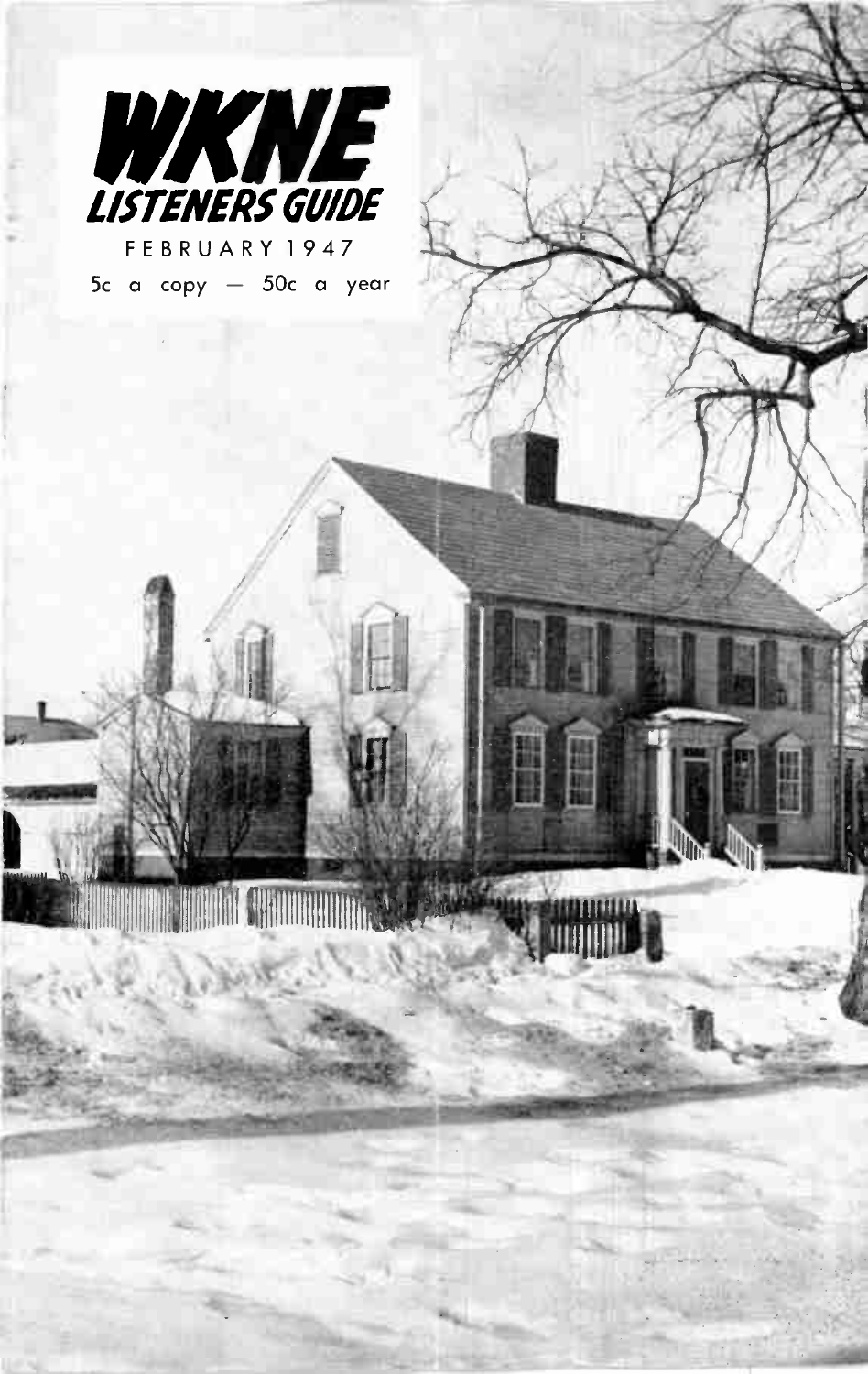# WKNE LISTENERS GUIDE

FEBRUARY 1947

5c a copy — 50c a year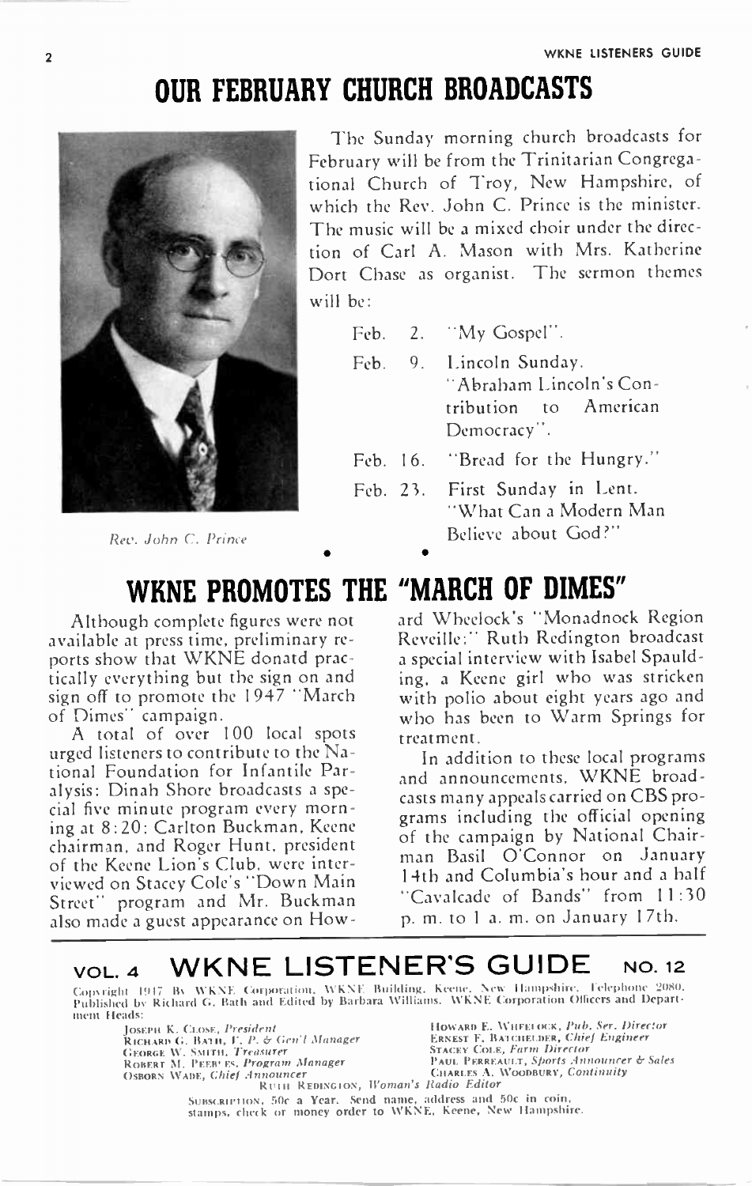# OUR FEBRUARY CHURCH BROADCASTS

*Rev. John C. Prince*

The Sunday morning church broadcasts for February will be from the Trinitarian Congregational Church of Troy, New Hampshire, of which the Rev. John C. Prince is the minister. The music will be a mixed choir under the direction of Carl A. Mason with Mrs. Katherine Dort Chase as organist. The sermon themes will be:

Feb. 2. "My Gospel".

Feb. 9. Lincoln Sunday. "Abraham Lincoln's Contribution to American Democracy".

Feb. 16. "Bread for the Hungry."

Feb. 23. First Sunday in Lent. "What Can a Modern Man Believe about God?"

# WKNE PROMOTES THE "MARCH OF DIMES"

Although complete figures were not available at press time, preliminary reports show that WKNE donatd practically everything but the sign on and sign off to promote the 1947 "March of Dimes" campaign.

A total of over 100 local spots urged listeners to contribute to the National Foundation for Infantile Paralysis: Dinah Shore broadcasts a special five minute program every morning at 8:20: Carlton Buckman, Keene chairman, and Roger Hunt, president of the Keene Lion's Club, were interviewed on Stacey Cole's "Down Main Street" program and Mr. Buckman also made a guest appearance on Howard Wheelock's "Monadnock Region Reveille:" Ruth Redington broadcast a special interview with Isabel Spaulding, a Keene girl who was stricken with polio about eight years ago and who has been to Warm Springs for treatment.

In addition to these local programs and announcements, WKNE broadcasts many appeals carried on CBS programs including the official opening of the campaign by National Chairman Basil O'Connor on January 14th and Columbia's hour and a half "Cavalcade of Bands" from 11:30 p. m. to 1 a. m. on January 17th.

## VOL. 4 WKNE LISTENER'S GUIDE NO. 12

Copyright 1947 By WKNE Corporation, WKNE Building, Keene, New Hampshire, Telephone 2080. Published by Richard G. Bath and Edited by Barbara Williams. WKNE Corporation Officers and Department Heads:

JOSEPH K. CLOSE, *President*
RICHARD G. BATH, *V. P. & Gen'l Manager*
GEORGE W. SMITH, *Treasurer*
ROBERT M. PEEBLES, *Program Manager*
OSBORN WADE, *Chief Announcer*
HOWARD E. WHEELOCK, *Pub. Ser. Director*
ERNEST F. BATCHELDER, *Chief Engineer*
STACEY COLE, *Farm Director*
PAUL PERREAULT, *Sports Announcer & Sales*
CHARLES A. WOODBURY, *Continuity*
RUTH REDINGTON, *Woman's Radio Editor*

SUBSCRIPTION, 50c a Year. Send name, address and 50c in coin, stamps, check or money order to WKNE, Keene, New Hampshire.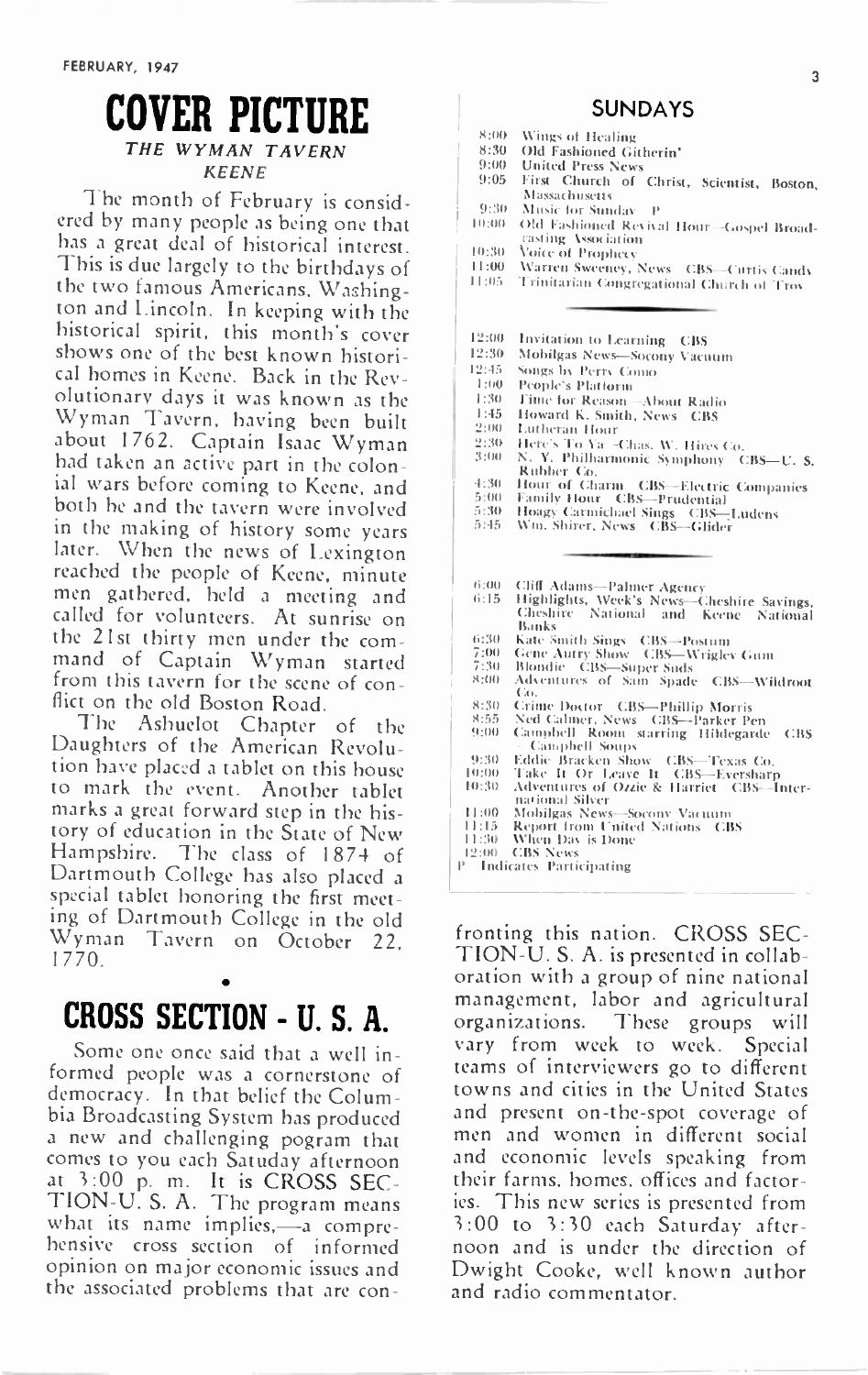# COVER PICTURE

### *THE WYMAN TAVERN*
### *KEENE*

The month of February is considered by many people as being one that has a great deal of historical interest. This is due largely to the birthdays of the two famous Americans, Washington and Lincoln. In keeping with the historical spirit, this month's cover shows one of the best known historical homes in Keene. Back in the Revolutionary days it was known as the Wyman Tavern, having been built about 1762. Captain Isaac Wyman had taken an active part in the colonial wars before coming to Keene, and both he and the tavern were involved in the making of history some years later. When the news of Lexington reached the people of Keene, minute men gathered, held a meeting and called for volunteers. At sunrise on the 21st thirty men under the command of Captain Wyman started from this tavern for the scene of conflict on the old Boston Road.

The Ashuelot Chapter of the Daughters of the American Revolution have placed a tablet on this house to mark the event. Another tablet marks a great forward step in the history of education in the State of New Hampshire. The class of 1874 of Dartmouth College has also placed a special tablet honoring the first meeting of Dartmouth College in the old Wyman Tavern on October 22, 1770.

•

# CROSS SECTION - U. S. A.

Some one once said that a well informed people was a cornerstone of democracy. In that belief the Columbia Broadcasting System has produced a new and challenging pogram that comes to you each Satuday afternoon at 3:00 p. m. It is CROSS SECTION-U. S. A. The program means what its name implies,—a comprehensive cross section of informed opinion on major economic issues and the associated problems that are confronting this nation. CROSS SECTION-U. S. A. is presented in collaboration with a group of nine national management, labor and agricultural organizations. These groups will vary from week to week. Special teams of interviewers go to different towns and cities in the United States and present on-the-spot coverage of men and women in different social and economic levels speaking from their farms, homes, offices and factories. This new series is presented from 3:00 to 3:30 each Saturday afternoon and is under the direction of Dwight Cooke, well known author and radio commentator.

## SUNDAYS

- 8:00 Wings of Healing
- 8:30 Old Fashioned Githerin'
- 9:00 United Press News
- 9:05 First Church of Christ, Scientist, Boston, Massachusetts
- 9:30 Music for Sunday P
- 10:00 Old Fashioned Revival Hour—Gospel Broadcasting Association
- 10:30 Voice of Prophecy
- 11:00 Warren Sweeney, News CBS—Curtis Candy
- 11:05 Trinitarian Congregational Church of Troy

---

- 12:00 Invitation to Learning CBS
- 12:30 Mobilgas News—Socony Vacuum
- 12:45 Songs by Perry Como
- 1:00 People's Platform
- 1:30 Time for Reason—About Radio
- 1:45 Howard K. Smith, News CBS
- 2:00 Lutheran Hour
- 2:30 Here's To Ya—Chas. W. Hires Co.
- 3:00 N. Y. Philharmonic Symphony CBS—U. S. Rubber Co.
- 4:30 Hour of Charm CBS—Electric Companies
- 5:00 Family Hour CBS—Prudential
- 5:30 Hoagy Carmichael Sings CBS—Ludens
- 5:45 Wm. Shirer, News CBS—Glider

---

- 6:00 Cliff Adams—Palmer Agency
- 6:15 Highlights, Week's News—Cheshire Savings, Cheshire National and Keene National Banks
- 6:30 Kate Smith Sings CBS—Postum
- 7:00 Gene Autry Show CBS—Wrigley Gum
- 7:30 Blondie CBS—Super Suds
- 8:00 Adventures of Sam Spade CBS—Wildroot Co.
- 8:30 Crime Doctor CBS—Phillip Morris
- 8:55 Ned Calmer, News CBS—Parker Pen
- 9:00 Campbell Room starring Hildegarde CBS Campbell Soups
- 9:30 Eddie Bracken Show CBS—Texas Co.
- 10:00 Take It Or Leave It CBS—Eversharp
- 10:30 Adventures of Ozzie & Harriet CBS—International Silver
- 11:00 Mobilgas News—Socony Vacuum
- 11:15 Report from United Nations CBS
- 11:30 When Day is Done
- 12:00 CBS News

P Indicates Participating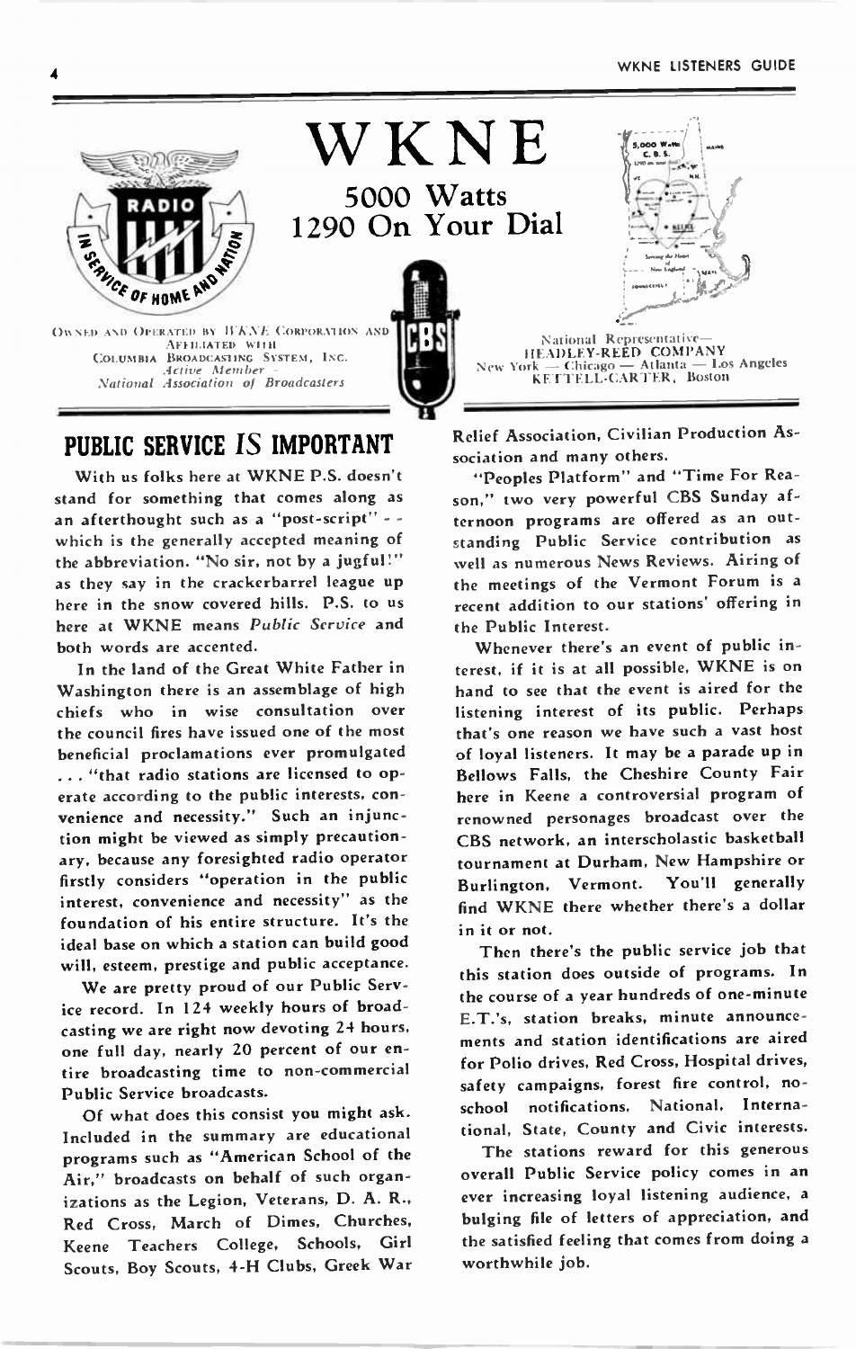# WKNE

## 5000 Watts
## 1290 On Your Dial

Owned and Operated by WKNE Corporation and Affiliated with Columbia Broadcasting System, Inc.
*Active Member – National Association of Broadcasters*

National Representative—
HEADLEY-REED COMPANY
New York — Chicago — Atlanta — Los Angeles
KETTELL-CARTER, Boston

## PUBLIC SERVICE IS IMPORTANT

With us folks here at WKNE P.S. doesn't stand for something that comes along as an afterthought such as a "post-script" - - which is the generally accepted meaning of the abbreviation. "No sir, not by a jugful!" as they say in the crackerbarrel league up here in the snow covered hills. P.S. to us here at WKNE means *Public Service* and both words are accented.

In the land of the Great White Father in Washington there is an assemblage of high chiefs who in wise consultation over the council fires have issued one of the most beneficial proclamations ever promulgated . . . "that radio stations are licensed to operate according to the public interests, convenience and necessity." Such an injunction might be viewed as simply precautionary, because any foresighted radio operator firstly considers "operation in the public interest, convenience and necessity" as the foundation of his entire structure. It's the ideal base on which a station can build good will, esteem, prestige and public acceptance.

We are pretty proud of our Public Service record. In 124 weekly hours of broadcasting we are right now devoting 24 hours, one full day, nearly 20 percent of our entire broadcasting time to non-commercial Public Service broadcasts.

Of what does this consist you might ask. Included in the summary are educational programs such as "American School of the Air," broadcasts on behalf of such organizations as the Legion, Veterans, D. A. R., Red Cross, March of Dimes, Churches, Keene Teachers College, Schools, Girl Scouts, Boy Scouts, 4-H Clubs, Greek War Relief Association, Civilian Production Association and many others.

"Peoples Platform" and "Time For Reason," two very powerful CBS Sunday afternoon programs are offered as an outstanding Public Service contribution as well as numerous News Reviews. Airing of the meetings of the Vermont Forum is a recent addition to our stations' offering in the Public Interest.

Whenever there's an event of public interest, if it is at all possible, WKNE is on hand to see that the event is aired for the listening interest of its public. Perhaps that's one reason we have such a vast host of loyal listeners. It may be a parade up in Bellows Falls, the Cheshire County Fair here in Keene a controversial program of renowned personages broadcast over the CBS network, an interscholastic basketball tournament at Durham, New Hampshire or Burlington, Vermont. You'll generally find WKNE there whether there's a dollar in it or not.

Then there's the public service job that this station does outside of programs. In the course of a year hundreds of one-minute E.T.'s, station breaks, minute announcements and station identifications are aired for Polio drives, Red Cross, Hospital drives, safety campaigns, forest fire control, no-school notifications, National, International, State, County and Civic interests.

The stations reward for this generous overall Public Service policy comes in an ever increasing loyal listening audience, a bulging file of letters of appreciation, and the satisfied feeling that comes from doing a worthwhile job.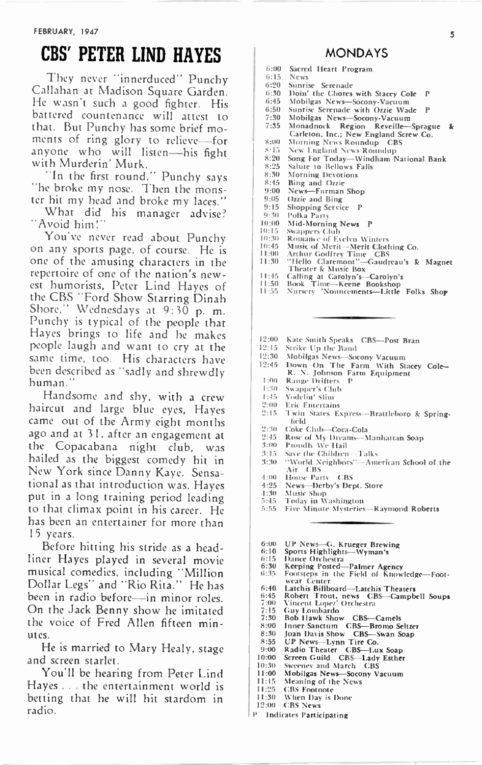# CBS' PETER LIND HAYES

They never "innerduced" Punchy Callahan at Madison Square Garden. He wasn't such a good fighter. His battered countenance will attest to that. But Punchy has some brief moments of ring glory to relieve—for anyone who will listen—his fight with Murderin' Murk.

"In the first round," Punchy says "he broke my nose. Then the monster hit my head and broke my laces."

What did his manager advise? "Avoid him!"

You've never read about Punchy on any sports page, of course. He is one of the amusing characters in the repertoire of one of the nation's newest humorists, Peter Lind Hayes of the CBS "Ford Show Starring Dinah Shore," Wednesdays at 9:30 p. m. Punchy is typical of the people that Hayes brings to life and he makes people laugh and want to cry at the same time, too. His characters have been described as "sadly and shrewdly human."

Handsome and shy, with a crew haircut and large blue eyes, Hayes came out of the Army eight months ago and at 31, after an engagement at the Copacabana night club, was hailed as the biggest comedy hit in New York since Danny Kaye. Sensational as that introduction was, Hayes put in a long training period leading to that climax point in his career. He has been an entertainer for more than 15 years.

Before hitting his stride as a headliner Hayes played in several movie musical comedies, including "Million Dollar Legs" and "Rio Rita." He has been in radio before—in minor roles. On the Jack Benny show he imitated the voice of Fred Allen fifteen minutes.

He is married to Mary Healy, stage and screen starlet.

You'll be hearing from Peter Lind Hayes . . . the entertainment world is betting that he will hit stardom in radio.

## MONDAYS

- 6:00 Sacred Heart Program
- 6:15 News
- 6:20 Sunrise Serenade
- 6:30 Doin' the Chores with Stacey Cole P
- 6:45 Mobilgas News—Socony-Vacuum
- 6:50 Sunrise Serenade with Ozzie Wade P
- 7:30 Mobilgas News—Socony-Vacuum
- 7:35 Monadnock Region Reveille—Sprague & Carleton, Inc.; New England Screw Co.
- 8:00 Morning News Roundup CBS
- 8:15 New England News Roundup
- 8:20 Song For Today—Windham National Bank
- 8:25 Salute to Bellows Falls
- 8:30 Morning Devotions
- 8:45 Bing and Ozzie
- 9:00 News—Furman Shop
- 9:05 Ozzie and Bing
- 9:15 Shopping Service P
- 9:30 Polka Party
- 10:00 Mid-Morning News P
- 10:15 Swappers Club
- 10:30 Romance of Evelyn Winters
- 10:45 Music of Merit—Merit Clothing Co.
- 11:00 Arthur Godfrey Time CBS
- 11:30 "Hello Claremont"—Gaudreau's & Magnet Theater & Music Box
- 11:45 Calling at Carolyn's—Carolyn's
- 11:50 Book Time—Keene Bookshop
- 11:55 Nursery 'Nouncements—Little Folks Shop

---

- 12:00 Kate Smith Speaks CBS—Post Bran
- 12:15 Strike Up the Band
- 12:30 Mobilgas News—Socony Vacuum
- 12:45 Down On The Farm With Stacey Cole—R. N. Johnson Farm Equipment
- 1:00 Range Drifters P
- 1:30 Swapper's Club
- 1:45 Yodelin' Slim
- 2:00 Eric Entertains
- 2:15 Twin States Express—Brattleboro & Springfield
- 2:30 Coke Club—Coca-Cola
- 2:45 Rose of My Dreams—Manhattan Soap
- 3:00 Proudly We Hail
- 3:15 Save the Children—Talks
- 3:30 "World Neighbors"—American School of the Air CBS
- 4:00 House Party CBS
- 4:25 News—Derby's Dept. Store
- 4:30 Music Shop
- 5:45 Today in Washington
- 5:55 Five Minute Mysteries—Raymond Roberts

---

- 6:00 UP News—G. Krueger Brewing
- 6:10 Sports Highlights—Wyman's
- 6:15 Dance Orchestra
- 6:30 Keeping Posted—Palmer Agency
- 6:35 Footsteps in the Field of Knowledge—Footwear Center
- 6:40 Latchis Billboard—Latchis Theaters
- 6:45 Robert Trout, news CBS—Campbell Soups
- 7:00 Vincent Lopez' Orchestra
- 7:15 Guy Lombardo
- 7:30 Bob Hawk Show CBS—Camels
- 8:00 Inner Sanctum CBS—Bromo Seltzer
- 8:30 Joan Davis Show CBS—Swan Soap
- 8:55 UP News—Lynn Tire Co.
- 9:00 Radio Theater CBS—Lux Soap
- 10:00 Screen Guild CBS—Lady Esther
- 10:30 Sweeney and March CBS
- 11:00 Mobilgas News—Socony Vacuum
- 11:15 Meaning of the News
- 11:25 CBS Footnote
- 11:30 When Day is Done
- 12:00 CBS News

P Indicates Participating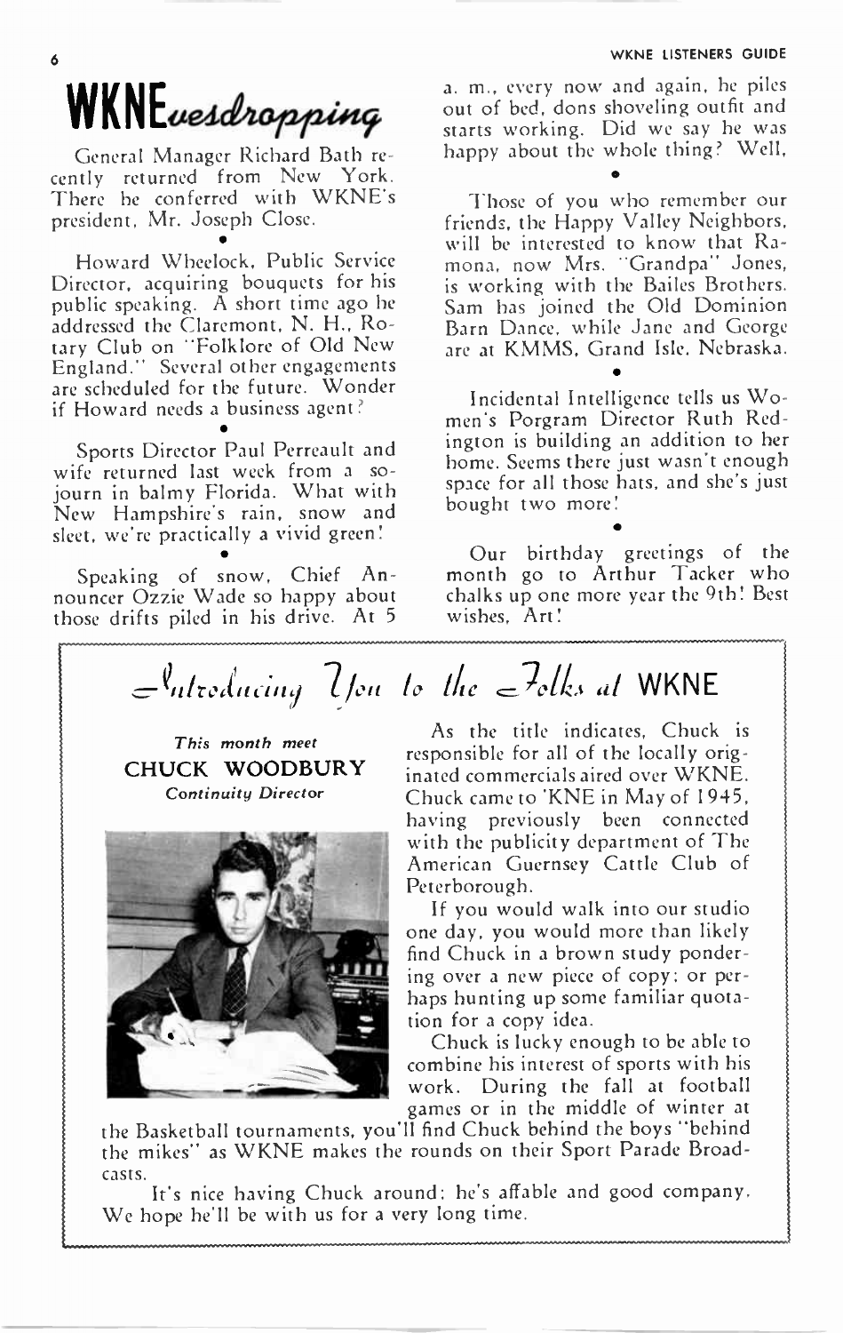# WKNE*eavesdropping*

General Manager Richard Bath recently returned from New York. There he conferred with WKNE's president, Mr. Joseph Close.

•

Howard Wheelock, Public Service Director, acquiring bouquets for his public speaking. A short time ago he addressed the Claremont, N. H., Rotary Club on "Folklore of Old New England." Several other engagements are scheduled for the future. Wonder if Howard needs a business agent?

•

Sports Director Paul Perreault and wife returned last week from a sojourn in balmy Florida. What with New Hampshire's rain, snow and sleet, we're practically a vivid green!

•

Speaking of snow, Chief Announcer Ozzie Wade so happy about those drifts piled in his drive. At 5 a. m., every now and again, he piles out of bed, dons shoveling outfit and starts working. Did we say he was happy about the whole thing? Well,

•

Those of you who remember our friends, the Happy Valley Neighbors, will be interested to know that Ramona, now Mrs. "Grandpa" Jones, is working with the Bailes Brothers. Sam has joined the Old Dominion Barn Dance, while Jane and George are at KMMS, Grand Isle, Nebraska.

•

Incidental Intelligence tells us Women's Porgram Director Ruth Redington is building an addition to her home. Seems there just wasn't enough space for all those hats, and she's just bought two more!

•

Our birthday greetings of the month go to Arthur Tacker who chalks up one more year the 9th! Best wishes, Art!

## *Introducing You to the Folks at* WKNE

*This month meet*

**CHUCK WOODBURY**

*Continuity Director*

As the title indicates, Chuck is responsible for all of the locally originated commercials aired over WKNE. Chuck came to 'KNE in May of 1945, having previously been connected with the publicity department of The American Guernsey Cattle Club of Peterborough.

If you would walk into our studio one day, you would more than likely find Chuck in a brown study pondering over a new piece of copy; or perhaps hunting up some familiar quotation for a copy idea.

Chuck is lucky enough to be able to combine his interest of sports with his work. During the fall at football games or in the middle of winter at the Basketball tournaments, you'll find Chuck behind the boys "behind the mikes" as WKNE makes the rounds on their Sport Parade Broadcasts.

It's nice having Chuck around; he's affable and good company. We hope he'll be with us for a very long time.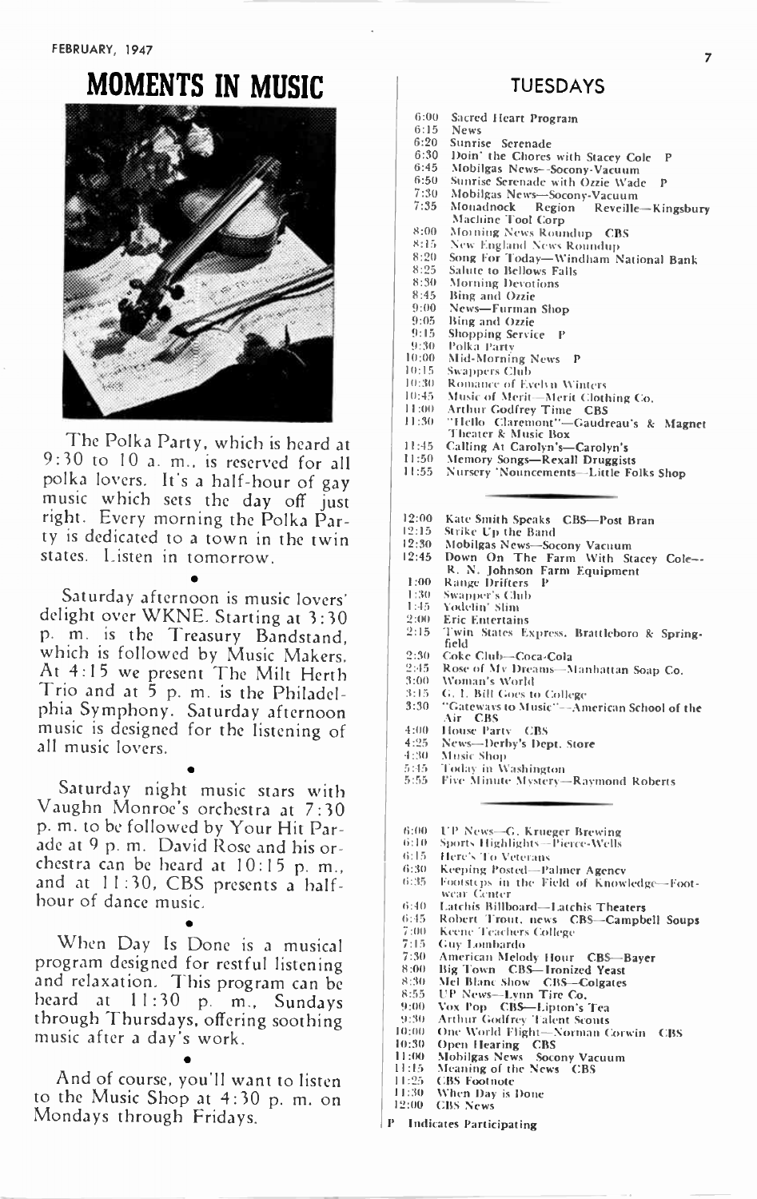# MOMENTS IN MUSIC

The Polka Party, which is heard at 9:30 to 10 a. m., is reserved for all polka lovers. It's a half-hour of gay music which sets the day off just right. Every morning the Polka Party is dedicated to a town in the twin states. Listen in tomorrow.

•

Saturday afternoon is music lovers' delight over WKNE. Starting at 3:30 p. m. is the Treasury Bandstand, which is followed by Music Makers. At 4:15 we present The Milt Herth Trio and at 5 p. m. is the Philadelphia Symphony. Saturday afternoon music is designed for the listening of all music lovers.

•

Saturday night music stars with Vaughn Monroe's orchestra at 7:30 p. m. to be followed by Your Hit Parade at 9 p. m. David Rose and his orchestra can be heard at 10:15 p. m., and at 11:30, CBS presents a half-hour of dance music.

•

When Day Is Done is a musical program designed for restful listening and relaxation. This program can be heard at 11:30 p. m., Sundays through Thursdays, offering soothing music after a day's work.

•

And of course, you'll want to listen to the Music Shop at 4:30 p. m. on Mondays through Fridays.

## TUESDAYS

| | |
|---|---|
| 6:00 | Sacred Heart Program |
| 6:15 | News |
| 6:20 | Sunrise Serenade |
| 6:30 | Doin' the Chores with Stacey Cole P |
| 6:45 | Mobilgas News—Socony-Vacuum |
| 6:50 | Sunrise Serenade with Ozzie Wade P |
| 7:30 | Mobilgas News—Socony-Vacuum |
| 7:35 | Monadnock Region Reveille—Kingsbury Machine Tool Corp |
| 8:00 | Morning News Roundup CBS |
| 8:15 | New England News Roundup |
| 8:20 | Song For Today—Windham National Bank |
| 8:25 | Salute to Bellows Falls |
| 8:30 | Morning Devotions |
| 8:45 | Bing and Ozzie |
| 9:00 | News—Furman Shop |
| 9:05 | Bing and Ozzie |
| 9:15 | Shopping Service P |
| 9:30 | Polka Party |
| 10:00 | Mid-Morning News P |
| 10:15 | Swappers Club |
| 10:30 | Romance of Evelyn Winters |
| 10:45 | Music of Merit—Merit Clothing Co. |
| 11:00 | Arthur Godfrey Time CBS |
| 11:30 | "Hello Claremont"—Gaudreau's & Magnet Theater & Music Box |
| 11:45 | Calling At Carolyn's—Carolyn's |
| 11:50 | Memory Songs—Rexall Druggists |
| 11:55 | Nursery 'Nouncements—Little Folks Shop |

| | |
|---|---|
| 12:00 | Kate Smith Speaks CBS—Post Bran |
| 12:15 | Strike Up the Band |
| 12:30 | Mobilgas News—Socony Vacuum |
| 12:45 | Down On The Farm With Stacey Cole—R. N. Johnson Farm Equipment |
| 1:00 | Range Drifters P |
| 1:30 | Swapper's Club |
| 1:45 | Yodelin' Slim |
| 2:00 | Eric Entertains |
| 2:15 | Twin States Express, Brattleboro & Springfield |
| 2:30 | Coke Club—Coca-Cola |
| 2:45 | Rose of My Dreams—Manhattan Soap Co. |
| 3:00 | Woman's World |
| 3:15 | G. I. Bill Goes to College |
| 3:30 | "Gateways to Music"—American School of the Air CBS |
| 4:00 | House Party CBS |
| 4:25 | News—Derby's Dept. Store |
| 4:30 | Music Shop |
| 5:45 | Today in Washington |
| 5:55 | Five Minute Mystery—Raymond Roberts |

| | |
|---|---|
| 6:00 | UP News—G. Krueger Brewing |
| 6:10 | Sports Highlights—Pierce-Wells |
| 6:15 | Here's To Veterans |
| 6:30 | Keeping Posted—Palmer Agency |
| 6:35 | Footsteps in the Field of Knowledge—Footwear Center |
| 6:40 | Latchis Billboard—Latchis Theaters |
| 6:45 | Robert Trout, news CBS—Campbell Soups |
| 7:00 | Keene Teachers College |
| 7:15 | Guy Lombardo |
| 7:30 | American Melody Hour CBS—Bayer |
| 8:00 | Big Town CBS—Ironized Yeast |
| 8:30 | Mel Blanc Show CBS—Colgates |
| 8:55 | UP News—Lynn Tire Co. |
| 9:00 | Vox Pop CBS—Lipton's Tea |
| 9:30 | Arthur Godfrey Talent Scouts |
| 10:00 | One World Flight—Norman Corwin CBS |
| 10:30 | Open Hearing CBS |
| 11:00 | Mobilgas News Socony Vacuum |
| 11:15 | Meaning of the News CBS |
| 11:25 | CBS Footnote |
| 11:30 | When Day is Done |
| 12:00 | CBS News |

P Indicates Participating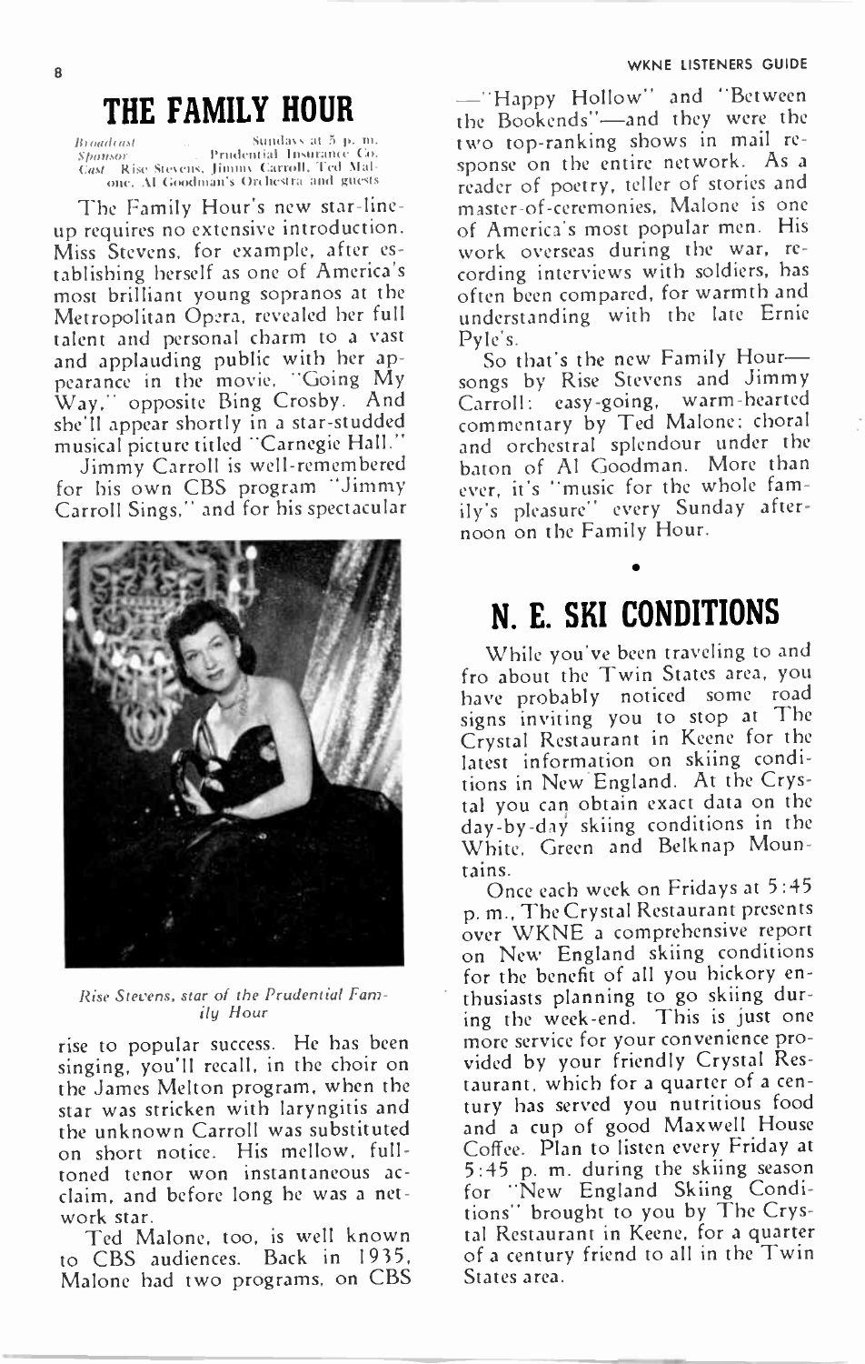# THE FAMILY HOUR

*Broadcast* Sundays at 5 p. m.
*Sponsor* Prudential Insurance Co.
*Cast* Rise Stevens, Jimmy Carroll, Ted Malone, Al Goodman's Orchestra and guests

The Family Hour's new star-lineup requires no extensive introduction. Miss Stevens, for example, after establishing herself as one of America's most brilliant young sopranos at the Metropolitan Opera, revealed her full talent and personal charm to a vast and applauding public with her appearance in the movie, "Going My Way," opposite Bing Crosby. And she'll appear shortly in a star-studded musical picture titled "Carnegie Hall."

Jimmy Carroll is well-remembered for his own CBS program "Jimmy Carroll Sings," and for his spectacular rise to popular success. He has been singing, you'll recall, in the choir on the James Melton program, when the star was stricken with laryngitis and the unknown Carroll was substituted on short notice. His mellow, full-toned tenor won instantaneous acclaim, and before long he was a network star.

*Rise Stevens, star of the Prudential Family Hour*

Ted Malone, too, is well known to CBS audiences. Back in 1935, Malone had two programs, on CBS—"Happy Hollow" and "Between the Bookends"—and they were the two top-ranking shows in mail response on the entire network. As a reader of poetry, teller of stories and master-of-ceremonies, Malone is one of America's most popular men. His work overseas during the war, recording interviews with soldiers, has often been compared, for warmth and understanding with the late Ernie Pyle's.

So that's the new Family Hour—songs by Rise Stevens and Jimmy Carroll; easy-going, warm-hearted commentary by Ted Malone; choral and orchestral splendour under the baton of Al Goodman. More than ever, it's "music for the whole family's pleasure" every Sunday afternoon on the Family Hour.

# N. E. SKI CONDITIONS

While you've been traveling to and fro about the Twin States area, you have probably noticed some road signs inviting you to stop at The Crystal Restaurant in Keene for the latest information on skiing conditions in New England. At the Crystal you can obtain exact data on the day-by-day skiing conditions in the White, Green and Belknap Mountains.

Once each week on Fridays at 5:45 p. m., The Crystal Restaurant presents over WKNE a comprehensive report on New England skiing conditions for the benefit of all you hickory enthusiasts planning to go skiing during the week-end. This is just one more service for your convenience provided by your friendly Crystal Restaurant, which for a quarter of a century has served you nutritious food and a cup of good Maxwell House Coffee. Plan to listen every Friday at 5:45 p. m. during the skiing season for "New England Skiing Conditions" brought to you by The Crystal Restaurant in Keene, for a quarter of a century friend to all in the Twin States area.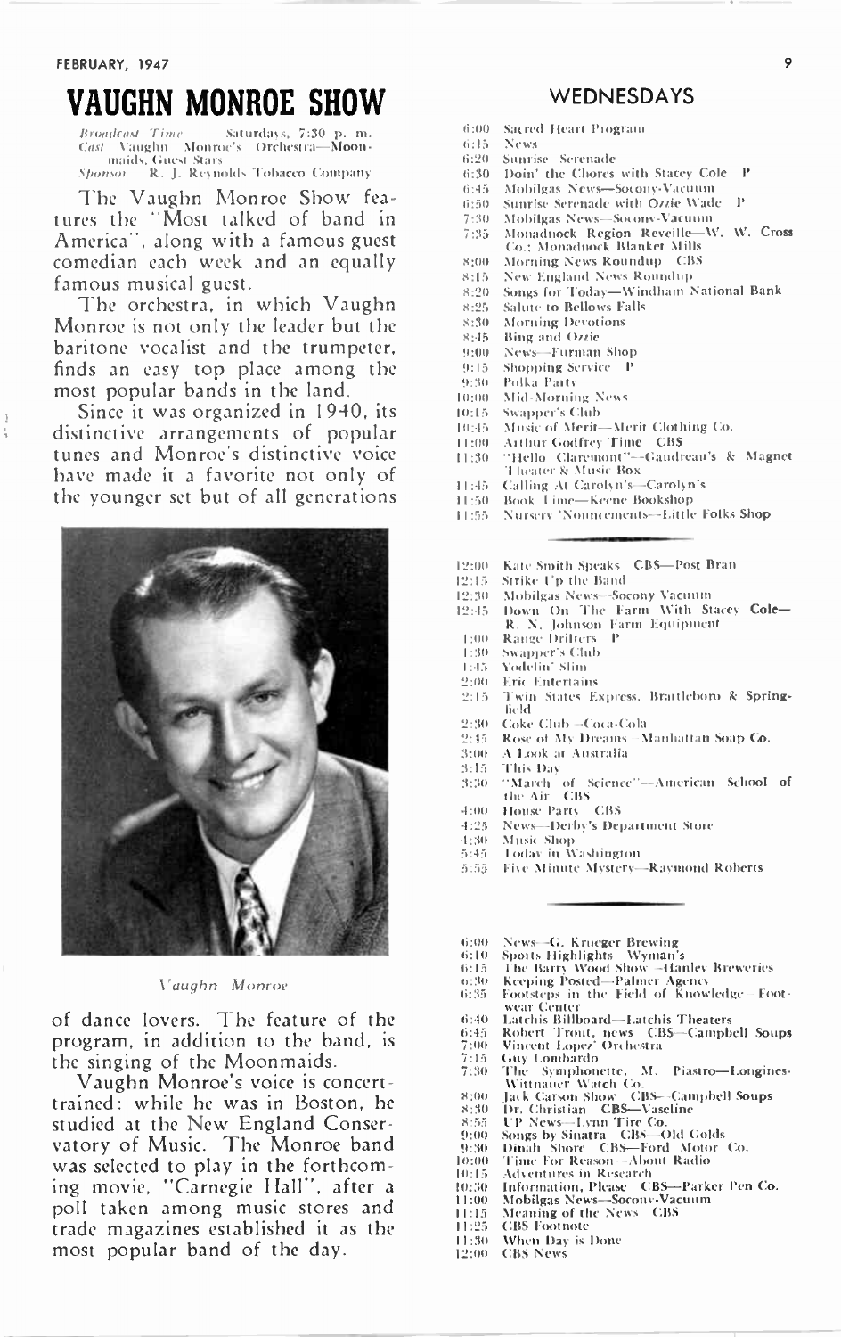# VAUGHN MONROE SHOW

*Broadcast Time* Saturdays, 7:30 p. m.
*Cast* Vaughn Monroe's Orchestra—Moonmaids, Guest Stars
*Sponsor* R. J. Reynolds Tobacco Company

The Vaughn Monroe Show features the "Most talked of band in America", along with a famous guest comedian each week and an equally famous musical guest.

The orchestra, in which Vaughn Monroe is not only the leader but the baritone vocalist and the trumpeter, finds an easy top place among the most popular bands in the land.

Since it was organized in 1940, its distinctive arrangements of popular tunes and Monroe's distinctive voice have made it a favorite not only of the younger set but of all generations of dance lovers. The feature of the program, in addition to the band, is the singing of the Moonmaids.

*Vaughn Monroe*

Vaughn Monroe's voice is concert-trained: while he was in Boston, he studied at the New England Conservatory of Music. The Monroe band was selected to play in the forthcoming movie, "Carnegie Hall", after a poll taken among music stores and trade magazines established it as the most popular band of the day.

## WEDNESDAYS

- 6:00 Sacred Heart Program
- 6:15 News
- 6:20 Sunrise Serenade
- 6:30 Doin' the Chores with Stacey Cole P
- 6:45 Mobilgas News—Socony-Vacuum
- 6:50 Sunrise Serenade with Ozzie Wade P
- 7:30 Mobilgas News—Socony-Vacuum
- 7:35 Monadnock Region Reveille—W. W. Cross Co.; Monadnock Blanket Mills
- 8:00 Morning News Roundup CBS
- 8:15 New England News Roundup
- 8:20 Songs for Today—Windham National Bank
- 8:25 Salute to Bellows Falls
- 8:30 Morning Devotions
- 8:45 Bing and Ozzie
- 9:00 News—Furman Shop
- 9:15 Shopping Service P
- 9:30 Polka Party
- 10:00 Mid-Morning News
- 10:15 Swapper's Club
- 10:45 Music of Merit—Merit Clothing Co.
- 11:00 Arthur Godfrey Time CBS
- 11:30 "Hello Claremont"—Gaudreau's & Magnet Theater & Music Box
- 11:45 Calling At Carolyn's—Carolyn's
- 11:50 Book Time—Keene Bookshop
- 11:55 Nursery 'Nouncements—Little Folks Shop

- 12:00 Kate Smith Speaks CBS—Post Bran
- 12:15 Strike Up the Band
- 12:30 Mobilgas News—Socony Vacuum
- 12:45 Down On The Farm With Stacey Cole—R. N. Johnson Farm Equipment
- 1:00 Range Drifters P
- 1:30 Swapper's Club
- 1:45 Yodelin' Slim
- 2:00 Eric Entertains
- 2:15 Twin States Express, Brattleboro & Springfield
- 2:30 Coke Club—Coca-Cola
- 2:45 Rose of My Dreams—Manhattan Soap Co.
- 3:00 A Look at Australia
- 3:15 This Day
- 3:30 "March of Science"—American School of the Air CBS
- 4:00 House Party CBS
- 4:25 News—Derby's Department Store
- 4:30 Music Shop
- 5:45 Today in Washington
- 5:55 Five Minute Mystery—Raymond Roberts

- 6:00 News—G. Krueger Brewing
- 6:10 Sports Highlights—Wyman's
- 6:15 The Barry Wood Show—Hanley Breweries
- 6:30 Keeping Posted—Palmer Agency
- 6:35 Footsteps in the Field of Knowledge—Footwear Center
- 6:40 Latchis Billboard—Latchis Theaters
- 6:45 Robert Trout, news CBS—Campbell Soups
- 7:00 Vincent Lopez' Orchestra
- 7:15 Guy Lombardo
- 7:30 The Symphonette, M. Piastro—Longines-Wittnauer Watch Co.
- 8:00 Jack Carson Show CBS—Campbell Soups
- 8:30 Dr. Christian CBS—Vaseline
- 8:55 UP News—Lynn Tire Co.
- 9:00 Songs by Sinatra CBS—Old Golds
- 9:30 Dinah Shore CBS—Ford Motor Co.
- 10:00 Time For Reason—About Radio
- 10:15 Adventures in Research
- 10:30 Information, Please CBS—Parker Pen Co.
- 11:00 Mobilgas News—Socony-Vacuum
- 11:15 Meaning of the News CBS
- 11:25 CBS Footnote
- 11:30 When Day is Done
- 12:00 CBS News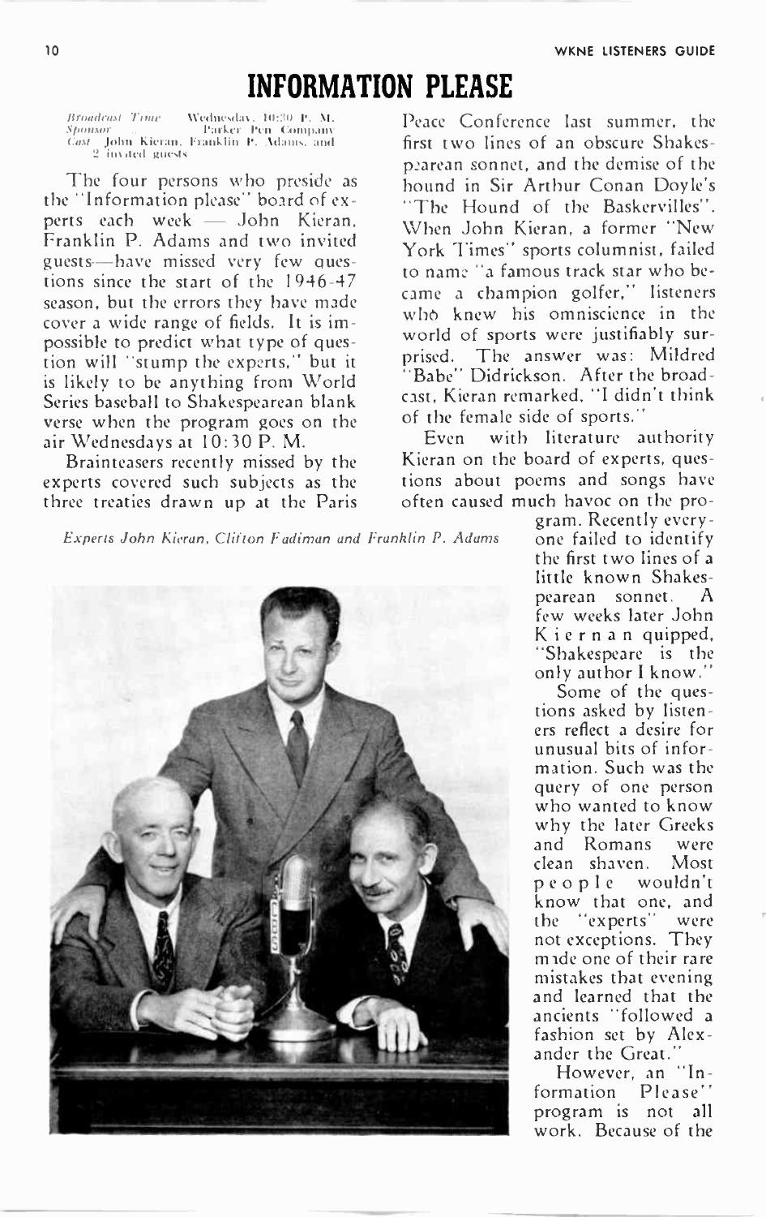# INFORMATION PLEASE

*Broadcast Time* Wednesday, 10:30 P. M.
*Sponsor* Parker Pen Company
*Cast* John Kieran, Franklin P. Adams, and 2 invited guests

The four persons who preside as the "Information please" board of experts each week — John Kieran, Franklin P. Adams and two invited guests—have missed very few questions since the start of the 1946-47 season, but the errors they have made cover a wide range of fields. It is impossible to predict what type of question will "stump the experts," but it is likely to be anything from World Series baseball to Shakespearean blank verse when the program goes on the air Wednesdays at 10:30 P. M.

Brainteasers recently missed by the experts covered such subjects as the three treaties drawn up at the Paris Peace Conference last summer, the first two lines of an obscure Shakespearean sonnet, and the demise of the hound in Sir Arthur Conan Doyle's "The Hound of the Baskervilles". When John Kieran, a former "New York Times" sports columnist, failed to name "a famous track star who became a champion golfer," listeners who knew his omniscience in the world of sports were justifiably surprised. The answer was: Mildred "Babe" Didrickson. After the broadcast, Kieran remarked, "I didn't think of the female side of sports."

Even with literature authority Kieran on the board of experts, questions about poems and songs have often caused much havoc on the program. Recently everyone failed to identify the first two lines of a little known Shakespearean sonnet. A few weeks later John Kiernan quipped, "Shakespeare is the only author I know."

*Experts John Kieran, Clifton Fadiman and Franklin P. Adams*

Some of the questions asked by listeners reflect a desire for unusual bits of information. Such was the query of one person who wanted to know why the later Greeks and Romans were clean shaven. Most people wouldn't know that one, and the "experts" were not exceptions. They made one of their rare mistakes that evening and learned that the ancients "followed a fashion set by Alexander the Great."

However, an "Information Please" program is not all work. Because of the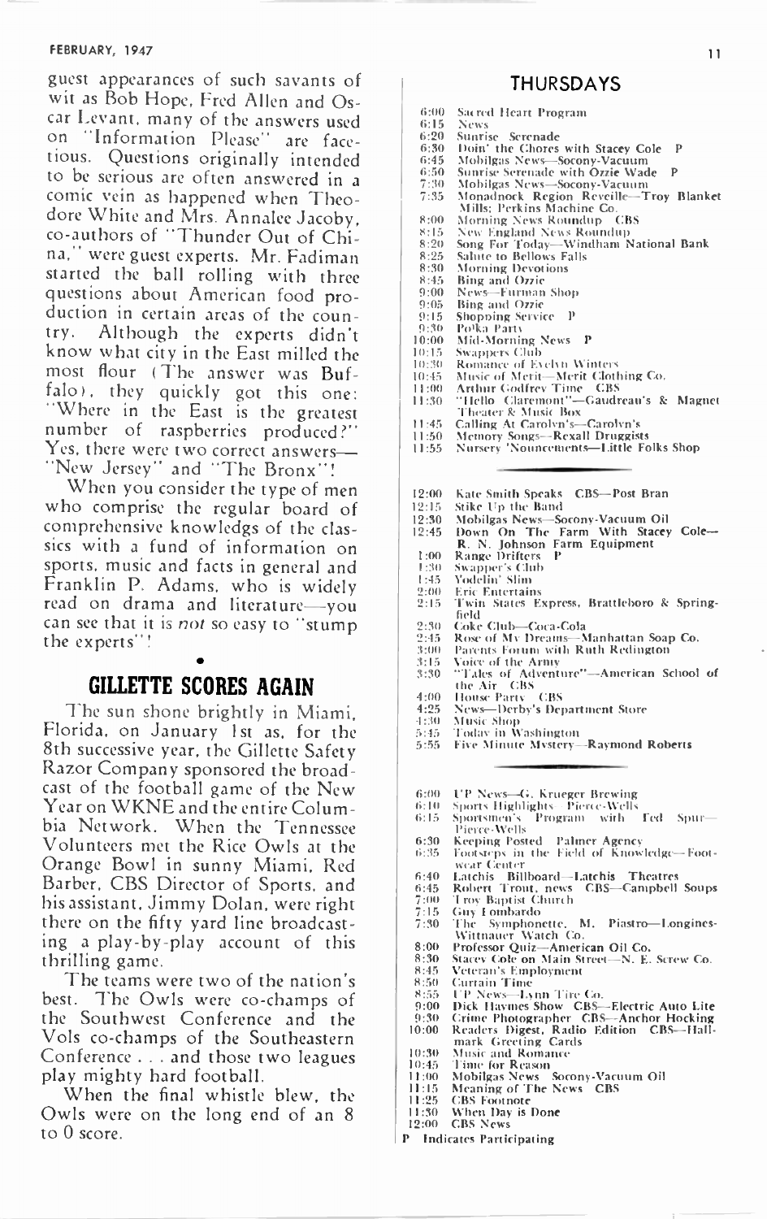guest appearances of such savants of wit as Bob Hope, Fred Allen and Oscar Levant, many of the answers used on "Information Please" are facetious. Questions originally intended to be serious are often answered in a comic vein as happened when Theodore White and Mrs. Annalee Jacoby, co-authors of "Thunder Out of China," were guest experts. Mr. Fadiman started the ball rolling with three questions about American food production in certain areas of the country. Although the experts didn't know what city in the East milled the most flour (The answer was Buffalo), they quickly got this one: "Where in the East is the greatest number of raspberries produced?" Yes, there were two correct answers—"New Jersey" and "The Bronx"!

When you consider the type of men who comprise the regular board of comprehensive knowledgs of the classics with a fund of information on sports, music and facts in general and Franklin P. Adams, who is widely read on drama and literature—you can see that it is *not* so easy to "stump the experts"!

## GILLETTE SCORES AGAIN

The sun shone brightly in Miami, Florida, on January 1st as, for the 8th successive year, the Gillette Safety Razor Company sponsored the broadcast of the football game of the New Year on WKNE and the entire Columbia Network. When the Tennessee Volunteers met the Rice Owls at the Orange Bowl in sunny Miami, Red Barber, CBS Director of Sports, and his assistant, Jimmy Dolan, were right there on the fifty yard line broadcasting a play-by-play account of this thrilling game.

The teams were two of the nation's best. The Owls were co-champs of the Southwest Conference and the Vols co-champs of the Southeastern Conference . . . and those two leagues play mighty hard football.

When the final whistle blew, the Owls were on the long end of an 8 to 0 score.

## THURSDAYS

6:00 Sacred Heart Program
6:15 News
6:20 Sunrise Serenade
6:30 Doin' the Chores with Stacey Cole P
6:45 Mobilgas News—Socony-Vacuum
6:50 Sunrise Serenade with Ozzie Wade P
7:30 Mobilgas News—Socony-Vacuum
7:35 Monadnock Region Reveille—Troy Blanket Mills; Perkins Machine Co.
8:00 Morning News Roundup CBS
8:15 New England News Roundup
8:20 Song For Today—Windham National Bank
8:25 Salute to Bellows Falls
8:30 Morning Devotions
8:45 Bing and Ozzie
9:00 News—Furman Shop
9:05 Bing and Ozzie
9:15 Shopping Service P
9:30 Polka Party
10:00 Mid-Morning News P
10:15 Swappers Club
10:30 Romance of Evelyn Winters
10:45 Music of Merit—Merit Clothing Co.
11:00 Arthur Godfrey Time CBS
11:30 "Hello Claremont"—Gaudreau's & Magnet Theater & Music Box
11:45 Calling At Carolyn's—Carolyn's
11:50 Memory Songs—Rexall Druggists
11:55 Nursery 'Nouncements—Little Folks Shop

12:00 Kate Smith Speaks CBS—Post Bran
12:15 Stike Up the Band
12:30 Mobilgas News—Socony-Vacuum Oil
12:45 Down On The Farm With Stacey Cole—R. N. Johnson Farm Equipment
1:00 Range Drifters P
1:30 Swapper's Club
1:45 Yodelin' Slim
2:00 Eric Entertains
2:15 Twin States Express, Brattleboro & Springfield
2:30 Coke Club—Coca-Cola
2:45 Rose of My Dreams—Manhattan Soap Co.
3:00 Parents Forum with Ruth Redington
3:15 Voice of the Army
3:30 "Tales of Adventure"—American School of the Air CBS
4:00 House Party CBS
4:25 News—Derby's Department Store
4:30 Music Shop
5:45 Today in Washington
5:55 Five Minute Mystery—Raymond Roberts

6:00 UP News—G. Krueger Brewing
6:10 Sports Highlights Pierce-Wells
6:15 Sportsmen's Program with Ted Spur—Pierce-Wells
6:30 Keeping Posted Palmer Agency
6:35 Footsteps in the Field of Knowledge—Footwear Center
6:40 Latchis Billboard—Latchis Theatres
6:45 Robert Trout, news CBS—Campbell Soups
7:00 Troy Baptist Church
7:15 Guy Lombardo
7:30 The Symphonette, M. Piastro—Longines-Wittnauer Watch Co.
8:00 Professor Quiz—American Oil Co.
8:30 Stacey Cole on Main Street—N. E. Screw Co.
8:45 Veteran's Employment
8:50 Curtain Time
8:55 UP News—Lynn Tire Co.
9:00 Dick Haymes Show CBS—Electric Auto Lite
9:30 Crime Photographer CBS—Anchor Hocking
10:00 Readers Digest, Radio Edition CBS—Hallmark Greeting Cards
10:30 Music and Romance
10:45 Time for Reason
11:00 Mobilgas News Socony-Vacuum Oil
11:15 Meaning of The News CBS
11:25 CBS Footnote
11:30 When Day is Done
12:00 CBS News

P Indicates Participating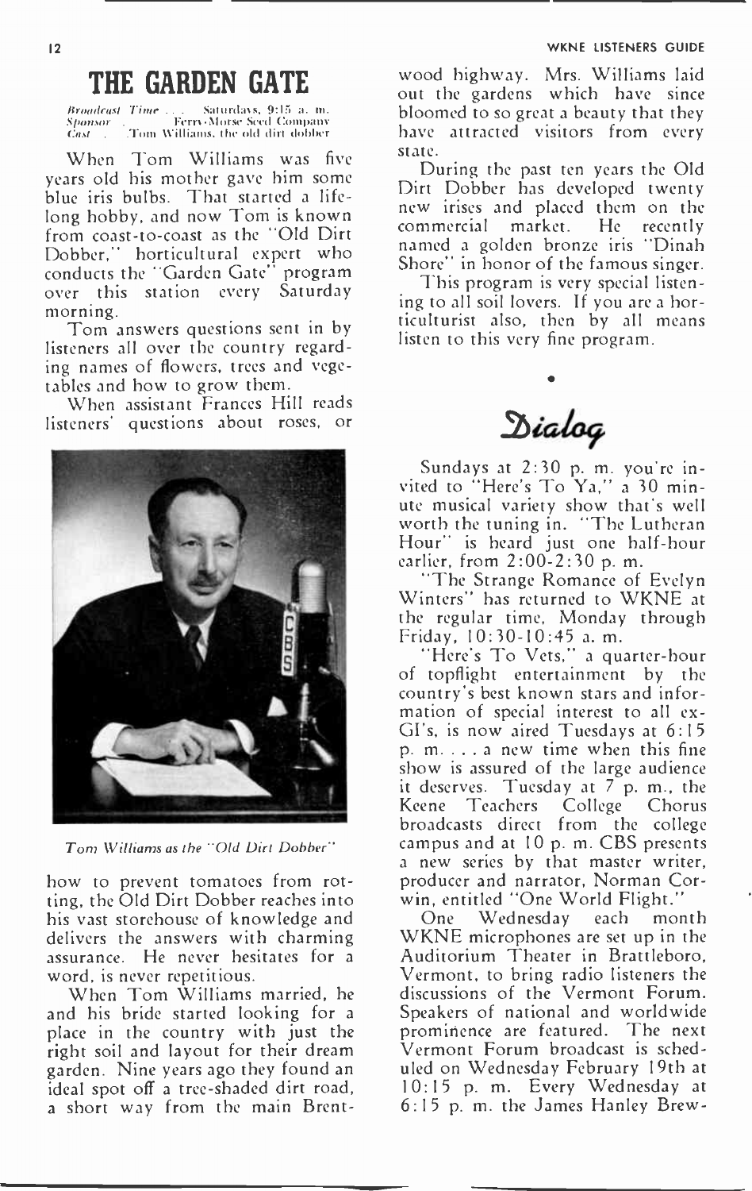# THE GARDEN GATE

*Broadcast Time* . . . Saturdays, 9:15 a. m.
*Sponsor* . . . Ferry-Morse Seed Company
*Cast* . . . Tom Williams, the old dirt dobber

When Tom Williams was five years old his mother gave him some blue iris bulbs. That started a lifelong hobby, and now Tom is known from coast-to-coast as the "Old Dirt Dobber," horticultural expert who conducts the "Garden Gate" program over this station every Saturday morning.

Tom answers questions sent in by listeners all over the country regarding names of flowers, trees and vegetables and how to grow them.

When assistant Frances Hill reads listeners' questions about roses, or how to prevent tomatoes from rotting, the Old Dirt Dobber reaches into his vast storehouse of knowledge and delivers the answers with charming assurance. He never hesitates for a word, is never repetitious.

*Tom Williams as the "Old Dirt Dobber"*

When Tom Williams married, he and his bride started looking for a place in the country with just the right soil and layout for their dream garden. Nine years ago they found an ideal spot off a tree-shaded dirt road, a short way from the main Brentwood highway. Mrs. Williams laid out the gardens which have since bloomed to so great a beauty that they have attracted visitors from every state.

During the past ten years the Old Dirt Dobber has developed twenty new irises and placed them on the commercial market. He recently named a golden bronze iris "Dinah Shore" in honor of the famous singer.

This program is very special listening to all soil lovers. If you are a horticulturist also, then by all means listen to this very fine program.

•

# Dialog

Sundays at 2:30 p. m. you're invited to "Here's To Ya," a 30 minute musical variety show that's well worth the tuning in. "The Lutheran Hour" is heard just one half-hour earlier, from 2:00-2:30 p. m.

"The Strange Romance of Evelyn Winters" has returned to WKNE at the regular time, Monday through Friday, 10:30-10:45 a. m.

"Here's To Vets," a quarter-hour of topflight entertainment by the country's best known stars and information of special interest to all ex-GI's, is now aired Tuesdays at 6:15 p. m. . . . a new time when this fine show is assured of the large audience it deserves. Tuesday at 7 p. m., the Keene Teachers College Chorus broadcasts direct from the college campus and at 10 p. m. CBS presents a new series by that master writer, producer and narrator, Norman Corwin, entitled "One World Flight."

One Wednesday each month WKNE microphones are set up in the Auditorium Theater in Brattleboro, Vermont, to bring radio listeners the discussions of the Vermont Forum. Speakers of national and worldwide prominence are featured. The next Vermont Forum broadcast is scheduled on Wednesday February 19th at 10:15 p. m. Every Wednesday at 6:15 p. m. the James Hanley Brew-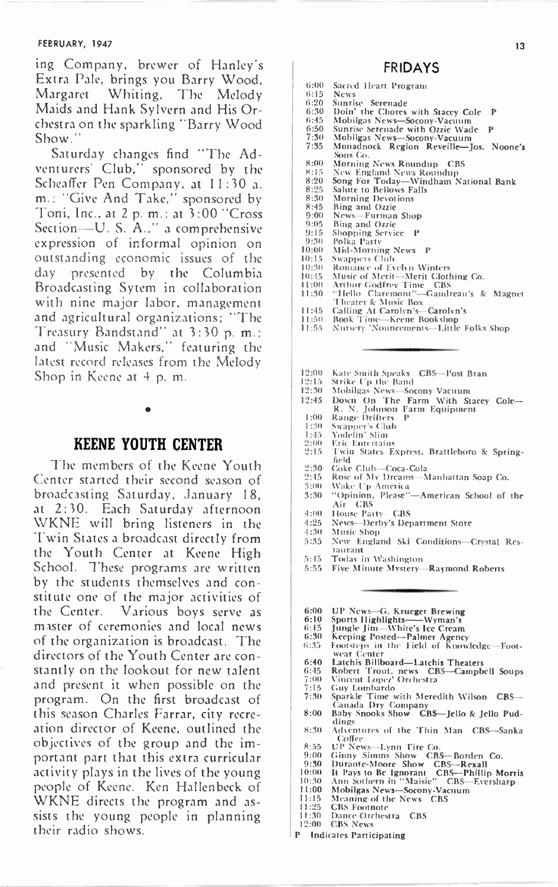ing Company, brewer of Hanley's Extra Pale, brings you Barry Wood, Margaret Whiting, The Melody Maids and Hank Sylvern and His Orchestra on the sparkling "Barry Wood Show."

Saturday changes find "The Adventurers' Club," sponsored by the Scheaffer Pen Company, at 11:30 a. m.; "Give And Take," sponsored by Toni, Inc., at 2 p. m.; at 3:00 "Cross Section—U. S. A.," a comprehensive expression of informal opinion on outstanding economic issues of the day presented by the Columbia Broadcasting Sytem in collaboration with nine major labor, management and agricultural organizations; "The Treasury Bandstand" at 3:30 p. m.; and "Music Makers," featuring the latest record releases from the Melody Shop in Keene at 4 p. m.

## KEENE YOUTH CENTER

The members of the Keene Youth Center started their second season of broadcasting Saturday, January 18, at 2:30. Each Saturday afternoon WKNE will bring listeners in the Twin States a broadcast directly from the Youth Center at Keene High School. These programs are written by the students themselves and constitute one of the major activities of the Center. Various boys serve as master of ceremonies and local news of the organization is broadcast. The directors of the Youth Center are constantly on the lookout for new talent and present it when possible on the program. On the first broadcast of this season Charles Farrar, city recreation director of Keene, outlined the objectives of the group and the important part that this extra curricular activity plays in the lives of the young people of Keene. Ken Hallenbeck of WKNE directs the program and assists the young people in planning their radio shows.

## FRIDAYS

6:00 Sacred Heart Program
6:15 News
6:20 Sunrise Serenade
6:30 Doin' the Chores with Stacey Cole P
6:45 Mobilgas News—Socony-Vacuum
6:50 Sunrise Serenade with Ozzie Wade P
7:30 Mobilgas News—Socony-Vacuum
7:35 Monadnock Region Reveille—Jos. Noone's Sons Co.
8:00 Morning News Roundup CBS
8:15 New England News Roundup
8:20 Song For Today—Windham National Bank
8:25 Salute to Bellows Falls
8:30 Morning Devotions
8:45 Bing and Ozzie
9:00 News—Furman Shop
9:05 Bing and Ozzie
9:15 Shopping Service P
9:30 Polka Party
10:00 Mid-Morning News P
10:15 Swappers Club
10:30 Romance of Evelyn Winters
10:45 Music of Merit—Merit Clothing Co.
11:00 Arthur Godfrey Time CBS
11:30 "Hello Claremont"—Gaudreau's & Magnet Theater & Music Box
11:45 Calling At Carolyn's—Carolyn's
11:50 Book Time—Keene Bookshop
11:55 Nursery 'Nouncements—Little Folks Shop

12:00 Kate Smith Speaks CBS—Post Bran
12:15 Strike Up the Band
12:30 Mobilgas News—Socony Vacuum
12:45 Down On The Farm With Stacey Cole—R. N. Johnson Farm Equipment
1:00 Range Drifters P
1:30 Swapper's Club
1:45 Yodelin' Slim
2:00 Eric Entertains
2:15 Twin States Express, Brattleboro & Springfield
2:30 Coke Club—Coca-Cola
2:45 Rose of My Dreams—Manhattan Soap Co.
3:00 Wake Up America
3:30 "Opinion, Please"—American School of the Air CBS
4:00 House Party CBS
4:25 News—Derby's Department Store
4:30 Music Shop
5:35 New England Ski Conditions—Crystal Restaurant
5:45 Today in Washington
5:55 Five Minute Mystery—Raymond Roberts

**6:00 UP News—G. Krueger Brewing**
**6:10 Sports Highlights——Wyman's**
**6:15 Jungle Jim—White's Ice Cream**
**6:30 Keeping Posted—Palmer Agency**
6:35 Footsteps in the Field of Knowledge—Footwear Center
**6:40 Latchis Billboard—Latchis Theaters**
**6:45 Robert Trout, news CBS—Campbell Soups**
7:00 Vincent Lopez' Orchestra
7:15 Guy Lombardo
**7:30 Sparkle Time with Meredith Wilson CBS—Canada Dry Company**
**8:00 Baby Snooks Show CBS—Jello & Jello Puddings**
8:30 Adventures of the Thin Man CBS—Sanka Coffee
8:55 UP News—Lynn Tire Co.
9:00 Ginny Simms Show CBS—Borden Co.
9:30 Durante-Moore Show CBS—Rexall
10:00 It Pays to Be Ignorant CBS—Phillip Morris
10:30 Ann Sothern in "Maisie" CBS—Eversharp
**11:00 Mobilgas News—Socony-Vacuum**
11:15 Meaning of the News CBS
11:25 CBS Footnote
11:30 Dance Orchestra CBS
12:00 CBS News

**P Indicates Participating**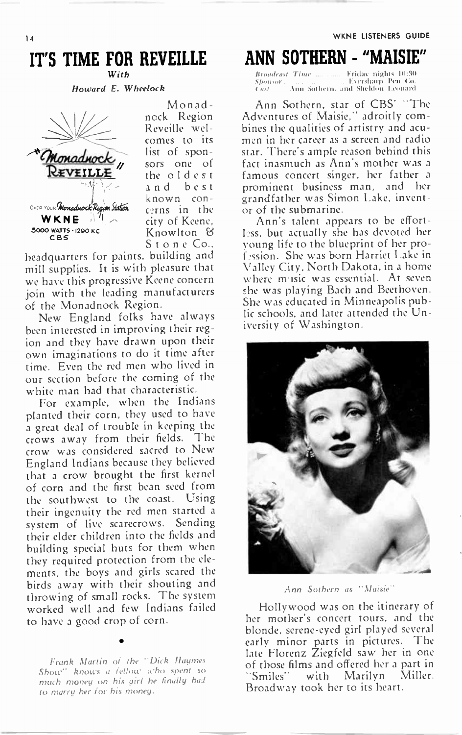# IT'S TIME FOR REVEILLE

*With*

*Howard E. Wheelock*

Monadnock Region Reveille welcomes to its list of sponsors one of the oldest and best known concerns in the city of Keene, Knowlton & Stone Co., headquarters for paints, building and mill supplies. It is with pleasure that we have this progressive Keene concern join with the leading manufacturers of the Monadnock Region.

New England folks have always been interested in improving their region and they have drawn upon their own imaginations to do it time after time. Even the red men who lived in our section before the coming of the white man had that characteristic.

For example, when the Indians planted their corn, they used to have a great deal of trouble in keeping the crows away from their fields. The crow was considered sacred to New England Indians because they believed that a crow brought the first kernel of corn and the first bean seed from the southwest to the coast. Using their ingenuity the red men started a system of live scarecrows. Sending their elder children into the fields and building special huts for them when they required protection from the elements, the boys and girls scared the birds away with their shouting and throwing of small rocks. The system worked well and few Indians failed to have a good crop of corn.

•

*Frank Martin of the "Dick Haymes Show" knows a fellow who spent so much money on his girl he finally had to marry her for his money.*

# ANN SOTHERN - "MAISIE"

*Broadcast Time* ........ Friday nights 10:30
*Sponsor* ........ Eversharp Pen Co.
*Cast* ........ Ann Sothern, and Sheldon Leonard

Ann Sothern, star of CBS' "The Adventures of Maisie," adroitly combines the qualities of artistry and acumen in her career as a screen and radio star. There's ample reason behind this fact inasmuch as Ann's mother was a famous concert singer, her father a prominent business man, and her grandfather was Simon Lake, inventor of the submarine.

Ann's talent appears to be effortless, but actually she has devoted her young life to the blueprint of her profession. She was born Harriet Lake in Valley City, North Dakota, in a home where music was essential. At seven she was playing Bach and Beethoven. She was educated in Minneapolis public schools, and later attended the University of Washington.

*Ann Sothern as "Maisie"*

Hollywood was on the itinerary of her mother's concert tours, and the blonde, serene-eyed girl played several early minor parts in pictures. The late Florenz Ziegfeld saw her in one of those films and offered her a part in "Smiles" with Marilyn Miller. Broadway took her to its heart.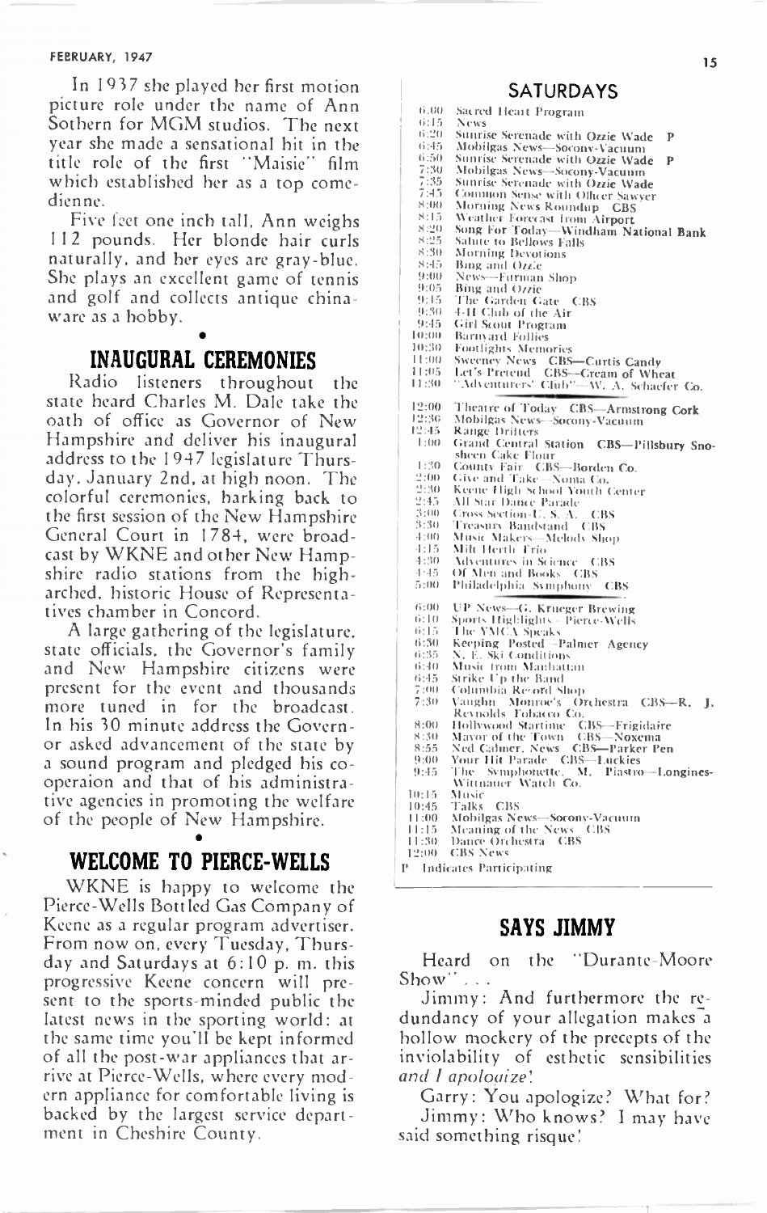In 1937 she played her first motion picture role under the name of Ann Sothern for MGM studios. The next year she made a sensational hit in the title role of the first "Maisie" film which established her as a top comedienne.

Five feet one inch tall, Ann weighs 112 pounds. Her blonde hair curls naturally, and her eyes are gray-blue. She plays an excellent game of tennis and golf and collects antique chinaware as a hobby.

## INAUGURAL CEREMONIES

Radio listeners throughout the state heard Charles M. Dale take the oath of office as Governor of New Hampshire and deliver his inaugural address to the 1947 legislature Thursday, January 2nd, at high noon. The colorful ceremonies, harking back to the first session of the New Hampshire General Court in 1784, were broadcast by WKNE and other New Hampshire radio stations from the high-arched, historic House of Representatives chamber in Concord.

A large gathering of the legislature, state officials, the Governor's family and New Hampshire citizens were present for the event and thousands more tuned in for the broadcast. In his 30 minute address the Governor asked advancement of the state by a sound program and pledged his cooperaion and that of his administrative agencies in promoting the welfare of the people of New Hampshire.

## WELCOME TO PIERCE-WELLS

WKNE is happy to welcome the Pierce-Wells Bottled Gas Company of Keene as a regular program advertiser. From now on, every Tuesday, Thursday and Saturdays at 6:10 p. m. this progressive Keene concern will present to the sports-minded public the latest news in the sporting world: at the same time you'll be kept informed of all the post-war appliances that arrive at Pierce-Wells, where every modern appliance for comfortable living is backed by the largest service department in Cheshire County.

## SATURDAYS

| | |
|---|---|
| 6:00 | Sacred Heart Program |
| 6:15 | News |
| 6:20 | Sunrise Serenade with Ozzie Wade P |
| 6:45 | Mobilgas News—Socony-Vacuum |
| 6:50 | Sunrise Serenade with Ozzie Wade P |
| 7:30 | Mobilgas News—Socony-Vacuum |
| 7:35 | Sunrise Serenade with Ozzie Wade |
| 7:45 | Common Sense with Officer Sawyer |
| 8:00 | Morning News Roundup CBS |
| 8:15 | Weather Forecast from Airport |
| 8:20 | Song For Today—Windham National Bank |
| 8:25 | Salute to Bellows Falls |
| 8:30 | Morning Devotions |
| 8:45 | Bing and Ozzie |
| 9:00 | News—Furman Shop |
| 9:05 | Bing and Ozzie |
| 9:15 | The Garden Gate CBS |
| 9:30 | 4-H Club of the Air |
| 9:45 | Girl Scout Program |
| 10:00 | Barnyard Follies |
| 10:30 | Footlights Memories |
| 11:00 | Sweeney News CBS—Curtis Candy |
| 11:05 | Let's Pretend CBS—Cream of Wheat |
| 11:30 | "Adventurers' Club"—W. A. Schaefer Co. |
| 12:00 | Theatre of Today CBS—Armstrong Cork |
| 12:30 | Mobilgas News—Socony-Vacuum |
| 12:45 | Range Drifters |
| 1:00 | Grand Central Station CBS—Pillsbury Sno-sheen Cake Flour |
| 1:30 | County Fair CBS—Borden Co. |
| 2:00 | Give and Take—Noma Co. |
| 2:30 | Keene High School Youth Center |
| 2:45 | All Star Dance Parade |
| 3:00 | Cross Section-U. S. A. CBS |
| 3:30 | Treasury Bandstand CBS |
| 4:00 | Music Makers—Melody Shop |
| 4:15 | Milt Herth Trio |
| 4:30 | Adventures in Science CBS |
| 4:45 | Of Men and Books CBS |
| 5:00 | Philadelphia Symphony CBS |
| 6:00 | UP News—G. Krueger Brewing |
| 6:10 | Sports Highlights—Pierce-Wells |
| 6:15 | The YMCA Speaks |
| 6:30 | Keeping Posted—Palmer Agency |
| 6:35 | N. E. Ski Conditions |
| 6:40 | Music from Manhattan |
| 6:45 | Strike Up the Band |
| 7:00 | Columbia Record Shop |
| 7:30 | Vaughn Monroe's Orchestra CBS—R. J. Reynolds Tobacco Co. |
| 8:00 | Hollywood Startime CBS—Frigidaire |
| 8:30 | Mayor of the Town CBS—Noxema |
| 8:55 | Ned Calmer, News CBS—Parker Pen |
| 9:00 | Your Hit Parade CBS—Luckies |
| 9:45 | The Symphonette, M. Piastro—Longines-Wittnauer Watch Co. |
| 10:15 | Music |
| 10:45 | Talks CBS |
| 11:00 | Mobilgas News—Socony-Vacuum |
| 11:15 | Meaning of the News CBS |
| 11:30 | Dance Orchestra CBS |
| 12:00 | CBS News |

P Indicates Participating

## SAYS JIMMY

Heard on the "Durante-Moore Show" . . .

Jimmy: And furthermore the redundancy of your allegation makes a hollow mockery of the precepts of the inviolability of esthetic sensibilities *and I apologize!*

Garry: You apologize? What for?

Jimmy: Who knows? I may have said something risque!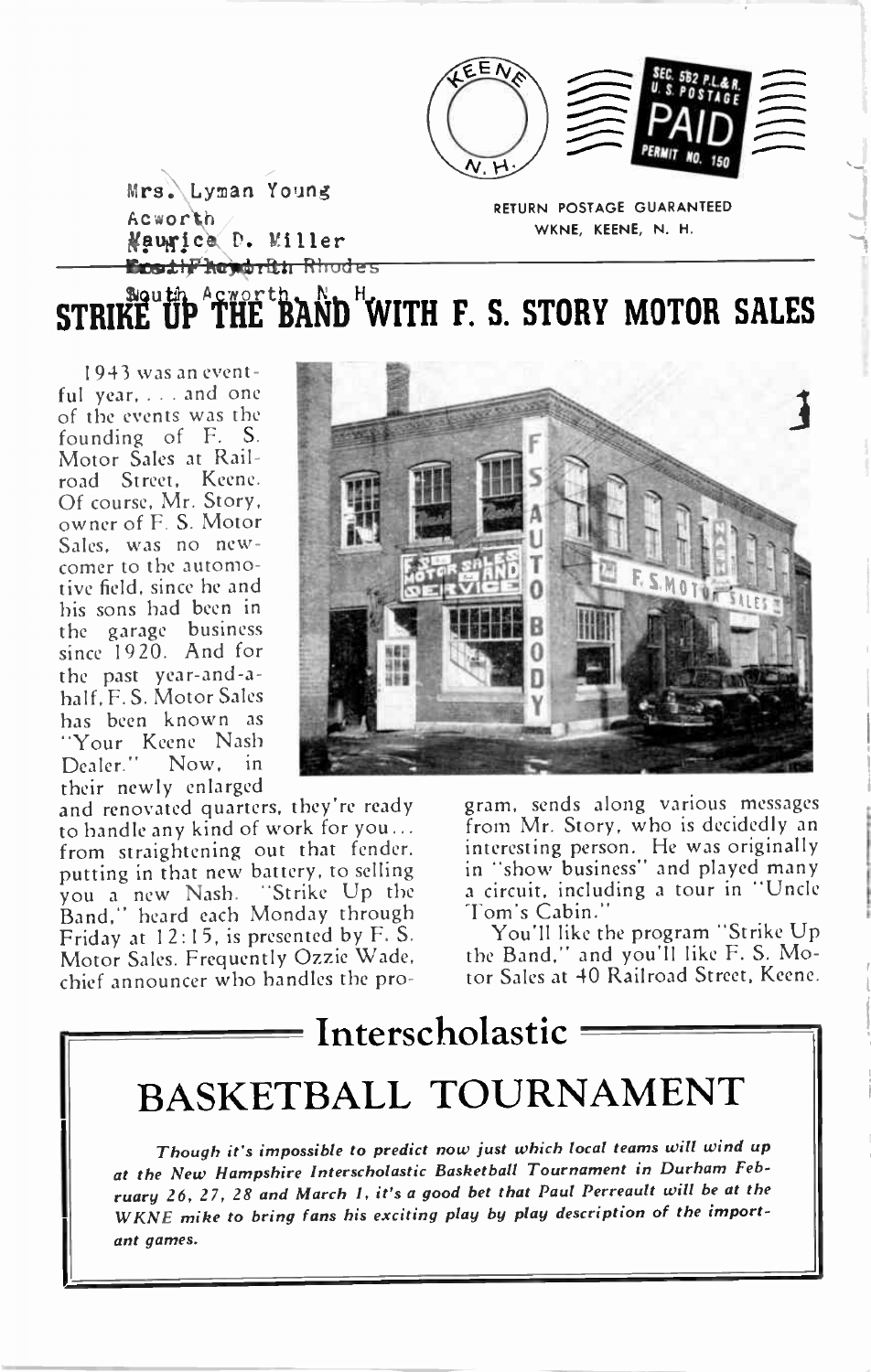KEENE N. H.

SEC. 562 P.L.&R.
U. S. POSTAGE
PAID
PERMIT NO. 150

Mrs. Lyman Young
Acworth
Maurice D. Miller
South Acworth, N. H.

RETURN POSTAGE GUARANTEED
WKNE, KEENE, N. H.

# STRIKE UP THE BAND WITH F. S. STORY MOTOR SALES

1943 was an eventful year, . . . and one of the events was the founding of F. S. Motor Sales at Railroad Street, Keene. Of course, Mr. Story, owner of F. S. Motor Sales, was no newcomer to the automotive field, since he and his sons had been in the garage business since 1920. And for the past year-and-a-half, F. S. Motor Sales has been known as "Your Keene Nash Dealer." Now, in their newly enlarged and renovated quarters, they're ready to handle any kind of work for you . . . from straightening out that fender. putting in that new battery, to selling you a new Nash. "Strike Up the Band," heard each Monday through Friday at 12:15, is presented by F. S. Motor Sales. Frequently Ozzie Wade, chief announcer who handles the program, sends along various messages from Mr. Story, who is decidedly an interesting person. He was originally in "show business" and played many a circuit, including a tour in "Uncle Tom's Cabin."

You'll like the program "Strike Up the Band," and you'll like F. S. Motor Sales at 40 Railroad Street, Keene.

## Interscholastic

# BASKETBALL TOURNAMENT

*Though it's impossible to predict now just which local teams will wind up at the New Hampshire Interscholastic Basketball Tournament in Durham February 26, 27, 28 and March 1, it's a good bet that Paul Perreault will be at the WKNE mike to bring fans his exciting play by play description of the important games.*